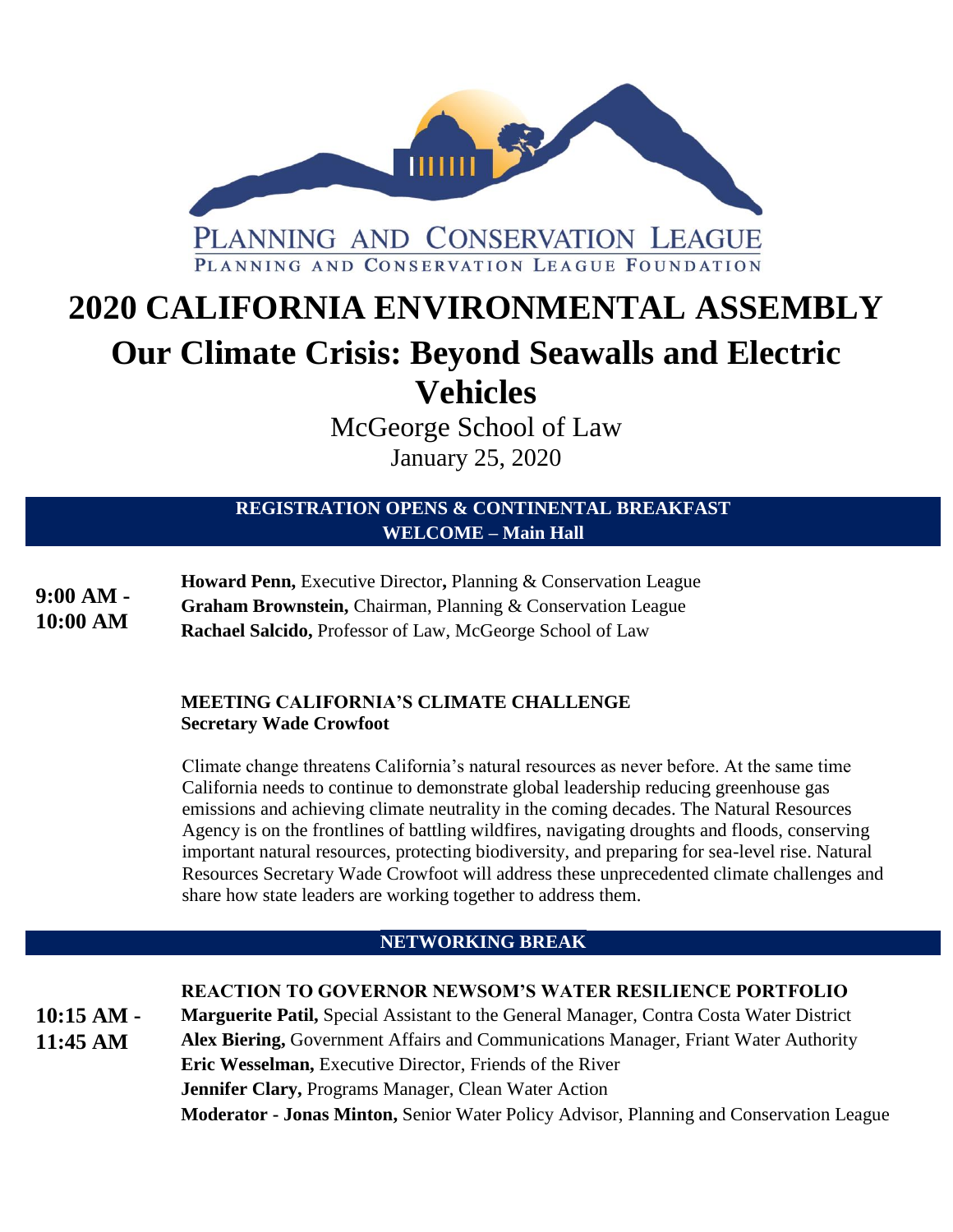PLANNING AND CONSERVATION LEAGUE

PLANNING AND CONSERVATION LEAGUE FOUNDATION

# 2020 CALIFORNIA ENVIRONMENTAL ASSEMBLY

## Our Climate Crisis: Beyond Seawalls and Electric Vehicles

McGeorge School of Law

January 25, 2020

**REGISTRATION OPENS & CONTINENTAL BREAKFAST**

**WELCOME – Main Hall**

**9:00 AM - 10:00 AM**

**Howard Penn,** Executive Director**,** Planning & Conservation League
**Graham Brownstein,** Chairman, Planning & Conservation League
**Rachael Salcido,** Professor of Law, McGeorge School of Law

**MEETING CALIFORNIA'S CLIMATE CHALLENGE**
**Secretary Wade Crowfoot**

Climate change threatens California's natural resources as never before. At the same time California needs to continue to demonstrate global leadership reducing greenhouse gas emissions and achieving climate neutrality in the coming decades. The Natural Resources Agency is on the frontlines of battling wildfires, navigating droughts and floods, conserving important natural resources, protecting biodiversity, and preparing for sea-level rise. Natural Resources Secretary Wade Crowfoot will address these unprecedented climate challenges and share how state leaders are working together to address them.

**NETWORKING BREAK**

**10:15 AM - 11:45 AM**

**REACTION TO GOVERNOR NEWSOM'S WATER RESILIENCE PORTFOLIO**
**Marguerite Patil,** Special Assistant to the General Manager, Contra Costa Water District
**Alex Biering,** Government Affairs and Communications Manager, Friant Water Authority
**Eric Wesselman,** Executive Director, Friends of the River
**Jennifer Clary,** Programs Manager, Clean Water Action
**Moderator - Jonas Minton,** Senior Water Policy Advisor, Planning and Conservation League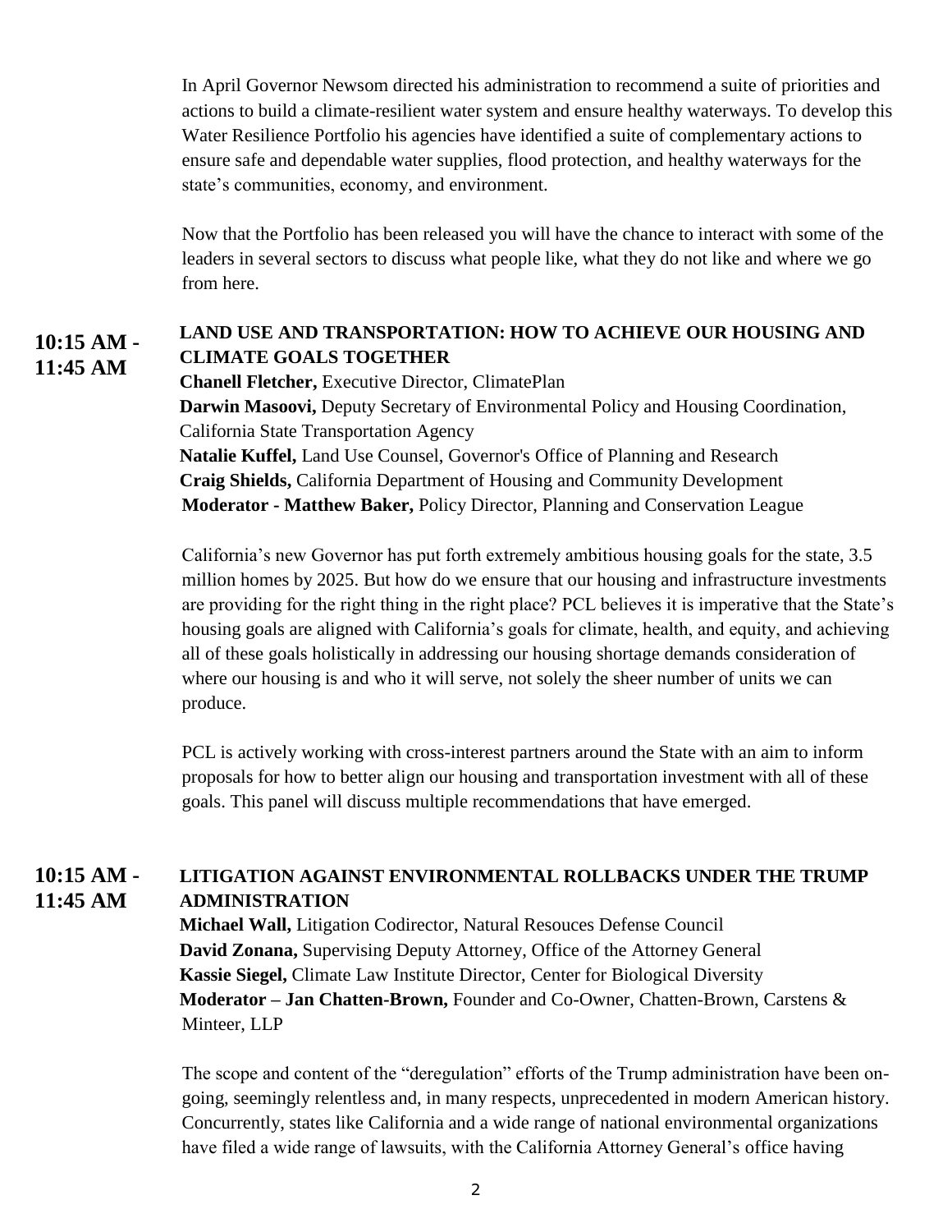In April Governor Newsom directed his administration to recommend a suite of priorities and actions to build a climate-resilient water system and ensure healthy waterways. To develop this Water Resilience Portfolio his agencies have identified a suite of complementary actions to ensure safe and dependable water supplies, flood protection, and healthy waterways for the state's communities, economy, and environment.

Now that the Portfolio has been released you will have the chance to interact with some of the leaders in several sectors to discuss what people like, what they do not like and where we go from here.

## 10:15 AM - 11:45 AM

### LAND USE AND TRANSPORTATION: HOW TO ACHIEVE OUR HOUSING AND CLIMATE GOALS TOGETHER

**Chanell Fletcher,** Executive Director, ClimatePlan
**Darwin Masoovi,** Deputy Secretary of Environmental Policy and Housing Coordination, California State Transportation Agency
**Natalie Kuffel,** Land Use Counsel, Governor's Office of Planning and Research
**Craig Shields,** California Department of Housing and Community Development
**Moderator - Matthew Baker,** Policy Director, Planning and Conservation League

California's new Governor has put forth extremely ambitious housing goals for the state, 3.5 million homes by 2025. But how do we ensure that our housing and infrastructure investments are providing for the right thing in the right place? PCL believes it is imperative that the State's housing goals are aligned with California's goals for climate, health, and equity, and achieving all of these goals holistically in addressing our housing shortage demands consideration of where our housing is and who it will serve, not solely the sheer number of units we can produce.

PCL is actively working with cross-interest partners around the State with an aim to inform proposals for how to better align our housing and transportation investment with all of these goals. This panel will discuss multiple recommendations that have emerged.

## 10:15 AM - 11:45 AM

### LITIGATION AGAINST ENVIRONMENTAL ROLLBACKS UNDER THE TRUMP ADMINISTRATION

**Michael Wall,** Litigation Codirector, Natural Resouces Defense Council
**David Zonana,** Supervising Deputy Attorney, Office of the Attorney General
**Kassie Siegel,** Climate Law Institute Director, Center for Biological Diversity
**Moderator – Jan Chatten-Brown,** Founder and Co-Owner, Chatten-Brown, Carstens & Minteer, LLP

The scope and content of the "deregulation" efforts of the Trump administration have been on-going, seemingly relentless and, in many respects, unprecedented in modern American history. Concurrently, states like California and a wide range of national environmental organizations have filed a wide range of lawsuits, with the California Attorney General's office having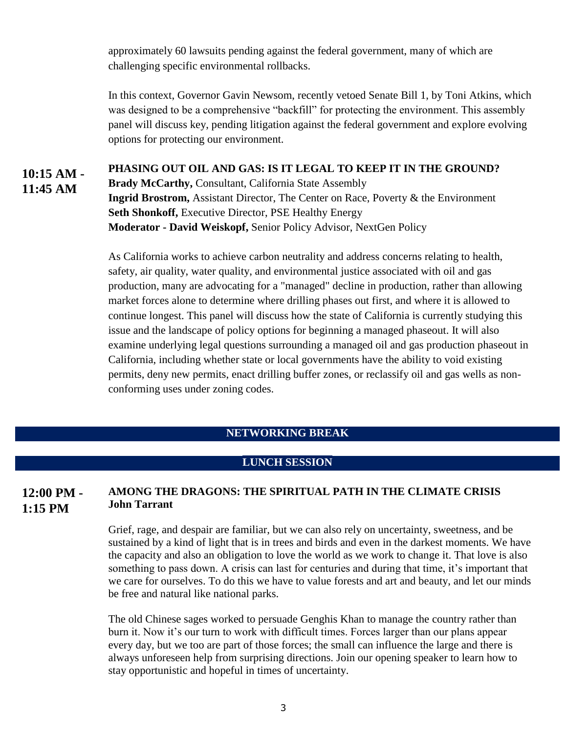approximately 60 lawsuits pending against the federal government, many of which are challenging specific environmental rollbacks.

In this context, Governor Gavin Newsom, recently vetoed Senate Bill 1, by Toni Atkins, which was designed to be a comprehensive "backfill" for protecting the environment. This assembly panel will discuss key, pending litigation against the federal government and explore evolving options for protecting our environment.

**10:15 AM - 11:45 AM**

**PHASING OUT OIL AND GAS: IS IT LEGAL TO KEEP IT IN THE GROUND?**

**Brady McCarthy,** Consultant, California State Assembly
**Ingrid Brostrom,** Assistant Director, The Center on Race, Poverty & the Environment
**Seth Shonkoff,** Executive Director, PSE Healthy Energy
**Moderator - David Weiskopf,** Senior Policy Advisor, NextGen Policy

As California works to achieve carbon neutrality and address concerns relating to health, safety, air quality, water quality, and environmental justice associated with oil and gas production, many are advocating for a "managed" decline in production, rather than allowing market forces alone to determine where drilling phases out first, and where it is allowed to continue longest. This panel will discuss how the state of California is currently studying this issue and the landscape of policy options for beginning a managed phaseout. It will also examine underlying legal questions surrounding a managed oil and gas production phaseout in California, including whether state or local governments have the ability to void existing permits, deny new permits, enact drilling buffer zones, or reclassify oil and gas wells as non-conforming uses under zoning codes.

## NETWORKING BREAK

## LUNCH SESSION

**12:00 PM - 1:15 PM**

**AMONG THE DRAGONS: THE SPIRITUAL PATH IN THE CLIMATE CRISIS**
**John Tarrant**

Grief, rage, and despair are familiar, but we can also rely on uncertainty, sweetness, and be sustained by a kind of light that is in trees and birds and even in the darkest moments. We have the capacity and also an obligation to love the world as we work to change it. That love is also something to pass down. A crisis can last for centuries and during that time, it's important that we care for ourselves. To do this we have to value forests and art and beauty, and let our minds be free and natural like national parks.

The old Chinese sages worked to persuade Genghis Khan to manage the country rather than burn it. Now it's our turn to work with difficult times. Forces larger than our plans appear every day, but we too are part of those forces; the small can influence the large and there is always unforeseen help from surprising directions. Join our opening speaker to learn how to stay opportunistic and hopeful in times of uncertainty.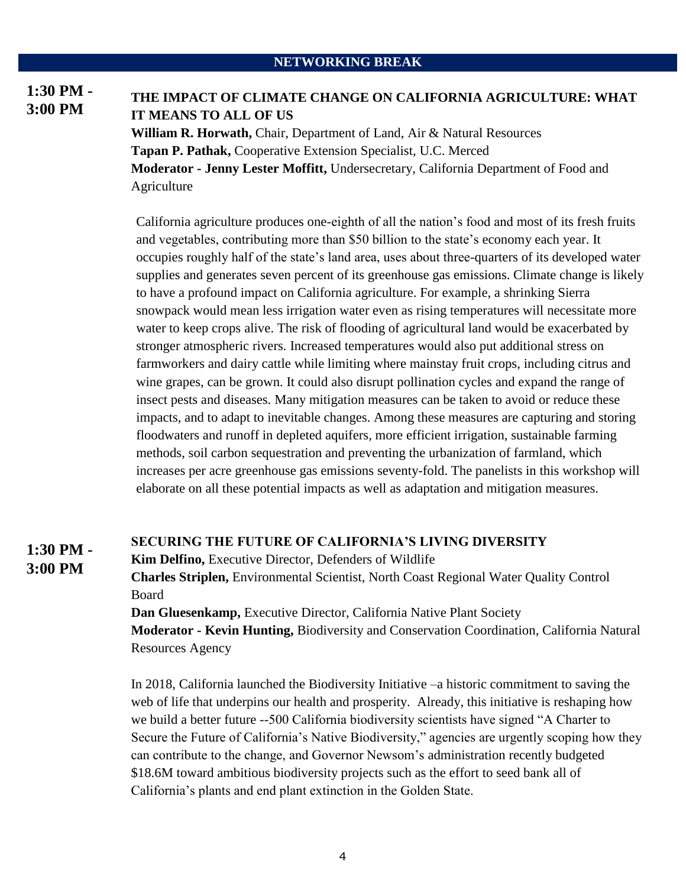## NETWORKING BREAK

**1:30 PM - 3:00 PM**

### THE IMPACT OF CLIMATE CHANGE ON CALIFORNIA AGRICULTURE: WHAT IT MEANS TO ALL OF US

**William R. Horwath,** Chair, Department of Land, Air & Natural Resources
**Tapan P. Pathak,** Cooperative Extension Specialist, U.C. Merced
**Moderator - Jenny Lester Moffitt,** Undersecretary, California Department of Food and Agriculture

California agriculture produces one-eighth of all the nation's food and most of its fresh fruits and vegetables, contributing more than $50 billion to the state's economy each year. It occupies roughly half of the state's land area, uses about three-quarters of its developed water supplies and generates seven percent of its greenhouse gas emissions. Climate change is likely to have a profound impact on California agriculture. For example, a shrinking Sierra snowpack would mean less irrigation water even as rising temperatures will necessitate more water to keep crops alive. The risk of flooding of agricultural land would be exacerbated by stronger atmospheric rivers. Increased temperatures would also put additional stress on farmworkers and dairy cattle while limiting where mainstay fruit crops, including citrus and wine grapes, can be grown. It could also disrupt pollination cycles and expand the range of insect pests and diseases. Many mitigation measures can be taken to avoid or reduce these impacts, and to adapt to inevitable changes. Among these measures are capturing and storing floodwaters and runoff in depleted aquifers, more efficient irrigation, sustainable farming methods, soil carbon sequestration and preventing the urbanization of farmland, which increases per acre greenhouse gas emissions seventy-fold. The panelists in this workshop will elaborate on all these potential impacts as well as adaptation and mitigation measures.

**1:30 PM - 3:00 PM**

### SECURING THE FUTURE OF CALIFORNIA'S LIVING DIVERSITY

**Kim Delfino,** Executive Director, Defenders of Wildlife
**Charles Striplen,** Environmental Scientist, North Coast Regional Water Quality Control Board
**Dan Gluesenkamp,** Executive Director, California Native Plant Society
**Moderator - Kevin Hunting,** Biodiversity and Conservation Coordination, California Natural Resources Agency

In 2018, California launched the Biodiversity Initiative –a historic commitment to saving the web of life that underpins our health and prosperity. Already, this initiative is reshaping how we build a better future --500 California biodiversity scientists have signed "A Charter to Secure the Future of California's Native Biodiversity," agencies are urgently scoping how they can contribute to the change, and Governor Newsom's administration recently budgeted $18.6M toward ambitious biodiversity projects such as the effort to seed bank all of California's plants and end plant extinction in the Golden State.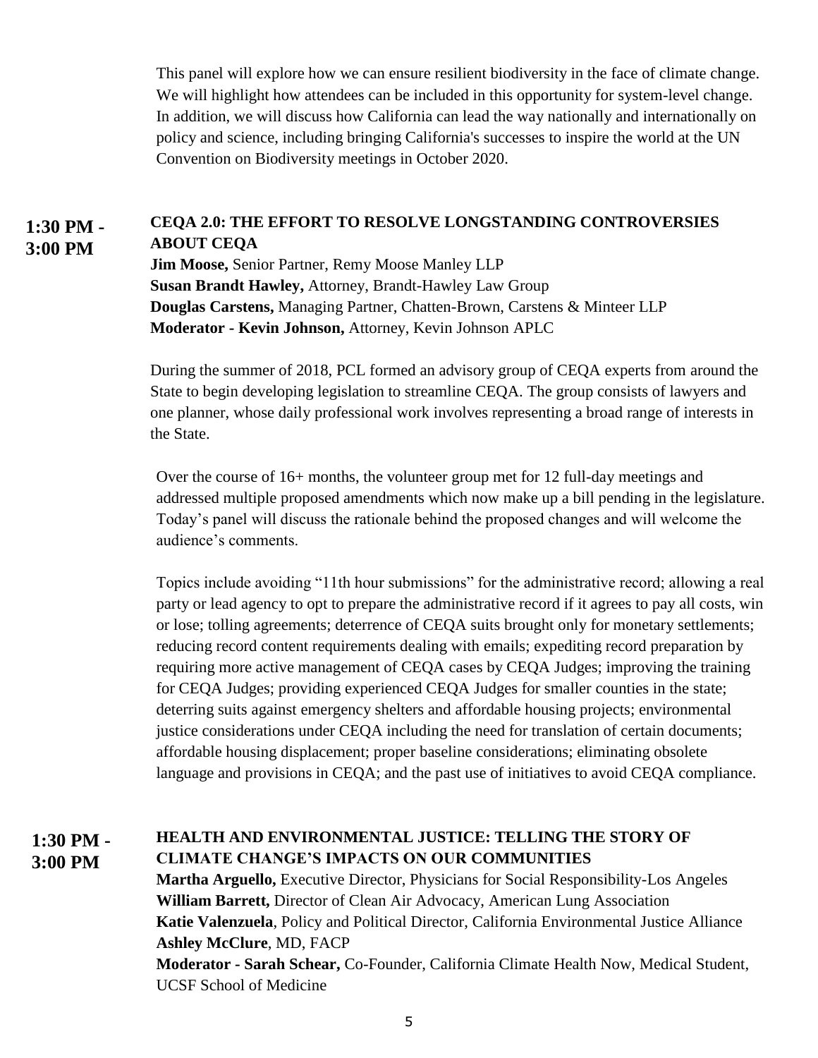This panel will explore how we can ensure resilient biodiversity in the face of climate change. We will highlight how attendees can be included in this opportunity for system-level change. In addition, we will discuss how California can lead the way nationally and internationally on policy and science, including bringing California's successes to inspire the world at the UN Convention on Biodiversity meetings in October 2020.

**1:30 PM - 3:00 PM**

**CEQA 2.0: THE EFFORT TO RESOLVE LONGSTANDING CONTROVERSIES ABOUT CEQA**

**Jim Moose,** Senior Partner, Remy Moose Manley LLP
**Susan Brandt Hawley,** Attorney, Brandt-Hawley Law Group
**Douglas Carstens,** Managing Partner, Chatten-Brown, Carstens & Minteer LLP
**Moderator - Kevin Johnson,** Attorney, Kevin Johnson APLC

During the summer of 2018, PCL formed an advisory group of CEQA experts from around the State to begin developing legislation to streamline CEQA. The group consists of lawyers and one planner, whose daily professional work involves representing a broad range of interests in the State.

Over the course of 16+ months, the volunteer group met for 12 full-day meetings and addressed multiple proposed amendments which now make up a bill pending in the legislature. Today's panel will discuss the rationale behind the proposed changes and will welcome the audience's comments.

Topics include avoiding "11th hour submissions" for the administrative record; allowing a real party or lead agency to opt to prepare the administrative record if it agrees to pay all costs, win or lose; tolling agreements; deterrence of CEQA suits brought only for monetary settlements; reducing record content requirements dealing with emails; expediting record preparation by requiring more active management of CEQA cases by CEQA Judges; improving the training for CEQA Judges; providing experienced CEQA Judges for smaller counties in the state; deterring suits against emergency shelters and affordable housing projects; environmental justice considerations under CEQA including the need for translation of certain documents; affordable housing displacement; proper baseline considerations; eliminating obsolete language and provisions in CEQA; and the past use of initiatives to avoid CEQA compliance.

**1:30 PM - 3:00 PM**

**HEALTH AND ENVIRONMENTAL JUSTICE: TELLING THE STORY OF CLIMATE CHANGE'S IMPACTS ON OUR COMMUNITIES**

**Martha Arguello,** Executive Director, Physicians for Social Responsibility-Los Angeles
**William Barrett,** Director of Clean Air Advocacy, American Lung Association
**Katie Valenzuela**, Policy and Political Director, California Environmental Justice Alliance
**Ashley McClure**, MD, FACP
**Moderator - Sarah Schear,** Co-Founder, California Climate Health Now, Medical Student, UCSF School of Medicine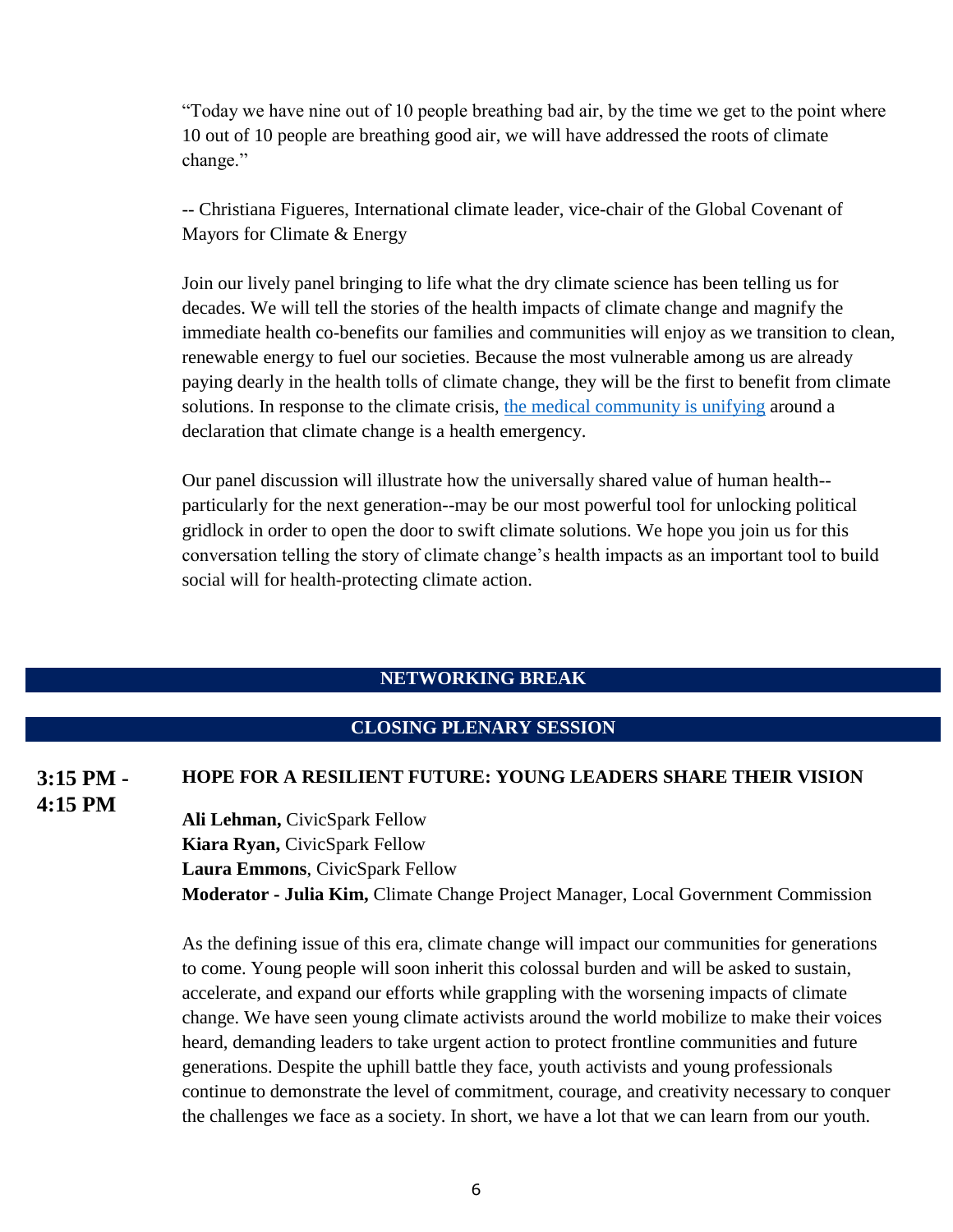"Today we have nine out of 10 people breathing bad air, by the time we get to the point where 10 out of 10 people are breathing good air, we will have addressed the roots of climate change."

-- Christiana Figueres, International climate leader, vice-chair of the Global Covenant of Mayors for Climate & Energy

Join our lively panel bringing to life what the dry climate science has been telling us for decades. We will tell the stories of the health impacts of climate change and magnify the immediate health co-benefits our families and communities will enjoy as we transition to clean, renewable energy to fuel our societies. Because the most vulnerable among us are already paying dearly in the health tolls of climate change, they will be the first to benefit from climate solutions. In response to the climate crisis, the medical community is unifying around a declaration that climate change is a health emergency.

Our panel discussion will illustrate how the universally shared value of human health--particularly for the next generation--may be our most powerful tool for unlocking political gridlock in order to open the door to swift climate solutions. We hope you join us for this conversation telling the story of climate change's health impacts as an important tool to build social will for health-protecting climate action.

## NETWORKING BREAK

## CLOSING PLENARY SESSION

**3:15 PM - 4:15 PM**

### HOPE FOR A RESILIENT FUTURE: YOUNG LEADERS SHARE THEIR VISION

**Ali Lehman,** CivicSpark Fellow
**Kiara Ryan,** CivicSpark Fellow
**Laura Emmons**, CivicSpark Fellow
**Moderator - Julia Kim,** Climate Change Project Manager, Local Government Commission

As the defining issue of this era, climate change will impact our communities for generations to come. Young people will soon inherit this colossal burden and will be asked to sustain, accelerate, and expand our efforts while grappling with the worsening impacts of climate change. We have seen young climate activists around the world mobilize to make their voices heard, demanding leaders to take urgent action to protect frontline communities and future generations. Despite the uphill battle they face, youth activists and young professionals continue to demonstrate the level of commitment, courage, and creativity necessary to conquer the challenges we face as a society. In short, we have a lot that we can learn from our youth.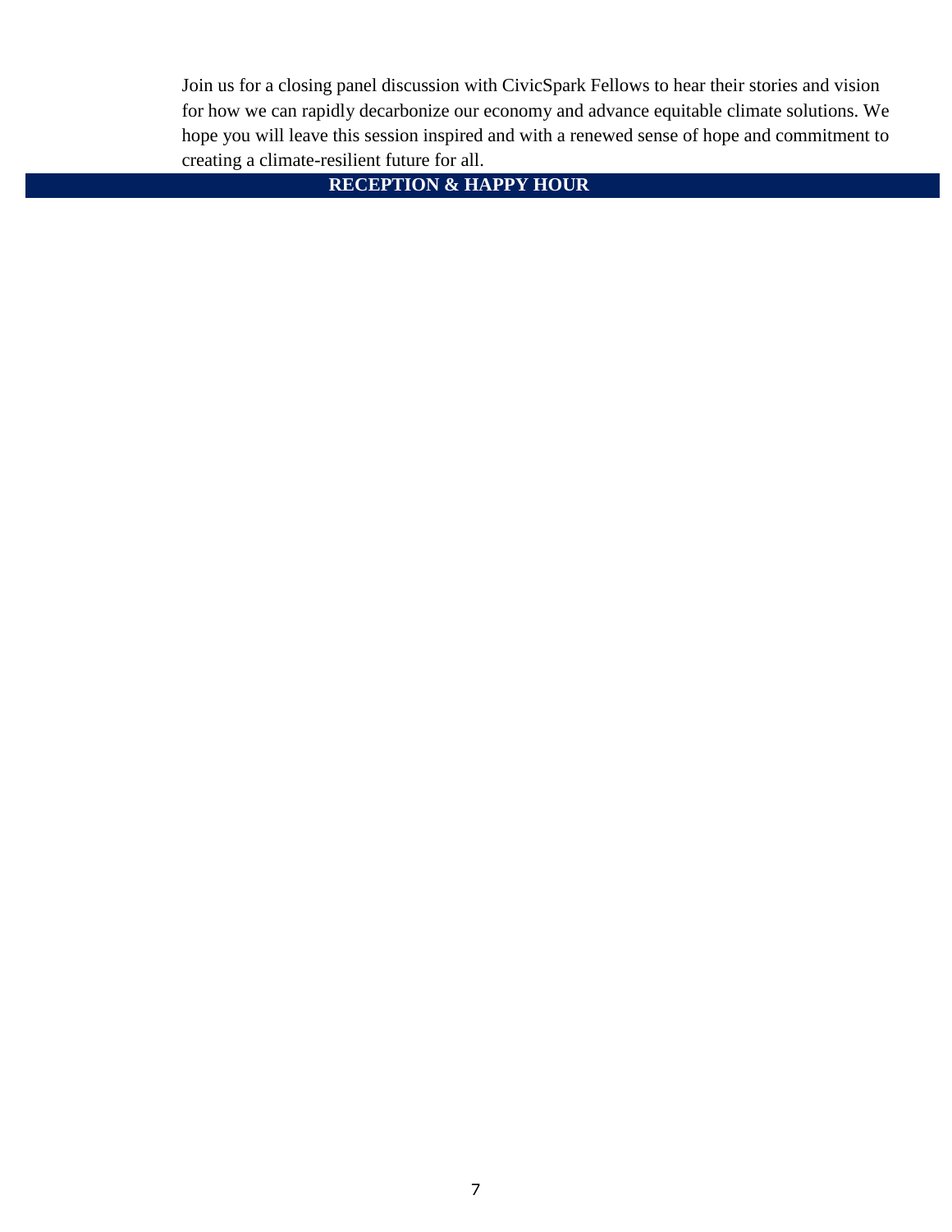Join us for a closing panel discussion with CivicSpark Fellows to hear their stories and vision for how we can rapidly decarbonize our economy and advance equitable climate solutions. We hope you will leave this session inspired and with a renewed sense of hope and commitment to creating a climate-resilient future for all.

## RECEPTION & HAPPY HOUR